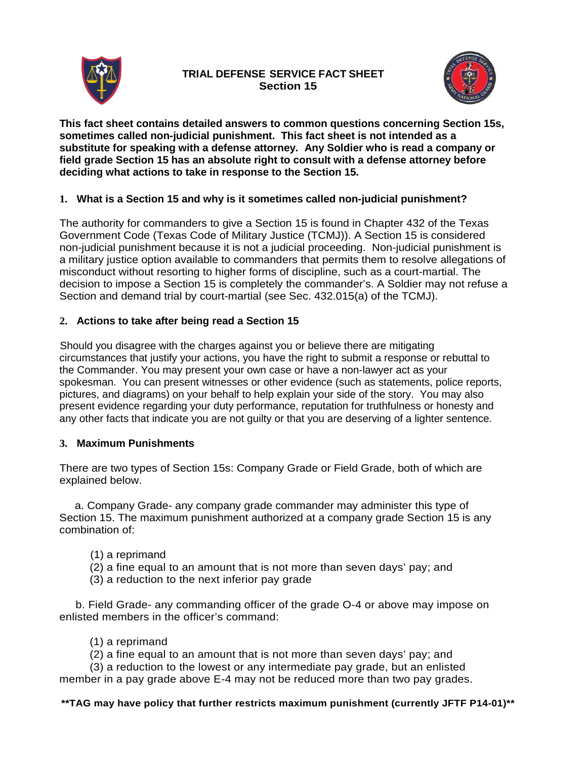# TRIAL DEFENSE SERVICE FACT SHEET
## Section 15

**This fact sheet contains detailed answers to common questions concerning Section 15s, sometimes called non-judicial punishment. This fact sheet is not intended as a substitute for speaking with a defense attorney. Any Soldier who is read a company or field grade Section 15 has an absolute right to consult with a defense attorney before deciding what actions to take in response to the Section 15.**

### 1. What is a Section 15 and why is it sometimes called non-judicial punishment?

The authority for commanders to give a Section 15 is found in Chapter 432 of the Texas Government Code (Texas Code of Military Justice (TCMJ)). A Section 15 is considered non-judicial punishment because it is not a judicial proceeding. Non-judicial punishment is a military justice option available to commanders that permits them to resolve allegations of misconduct without resorting to higher forms of discipline, such as a court-martial. The decision to impose a Section 15 is completely the commander's. A Soldier may not refuse a Section and demand trial by court-martial (see Sec. 432.015(a) of the TCMJ).

### 2. Actions to take after being read a Section 15

Should you disagree with the charges against you or believe there are mitigating circumstances that justify your actions, you have the right to submit a response or rebuttal to the Commander. You may present your own case or have a non-lawyer act as your spokesman. You can present witnesses or other evidence (such as statements, police reports, pictures, and diagrams) on your behalf to help explain your side of the story. You may also present evidence regarding your duty performance, reputation for truthfulness or honesty and any other facts that indicate you are not guilty or that you are deserving of a lighter sentence.

### 3. Maximum Punishments

There are two types of Section 15s: Company Grade or Field Grade, both of which are explained below.

a. Company Grade- any company grade commander may administer this type of Section 15. The maximum punishment authorized at a company grade Section 15 is any combination of:

(1) a reprimand
(2) a fine equal to an amount that is not more than seven days' pay; and
(3) a reduction to the next inferior pay grade

b. Field Grade- any commanding officer of the grade O-4 or above may impose on enlisted members in the officer's command:

(1) a reprimand
(2) a fine equal to an amount that is not more than seven days' pay; and
(3) a reduction to the lowest or any intermediate pay grade, but an enlisted member in a pay grade above E-4 may not be reduced more than two pay grades.

****TAG may have policy that further restricts maximum punishment (currently JFTF P14-01)****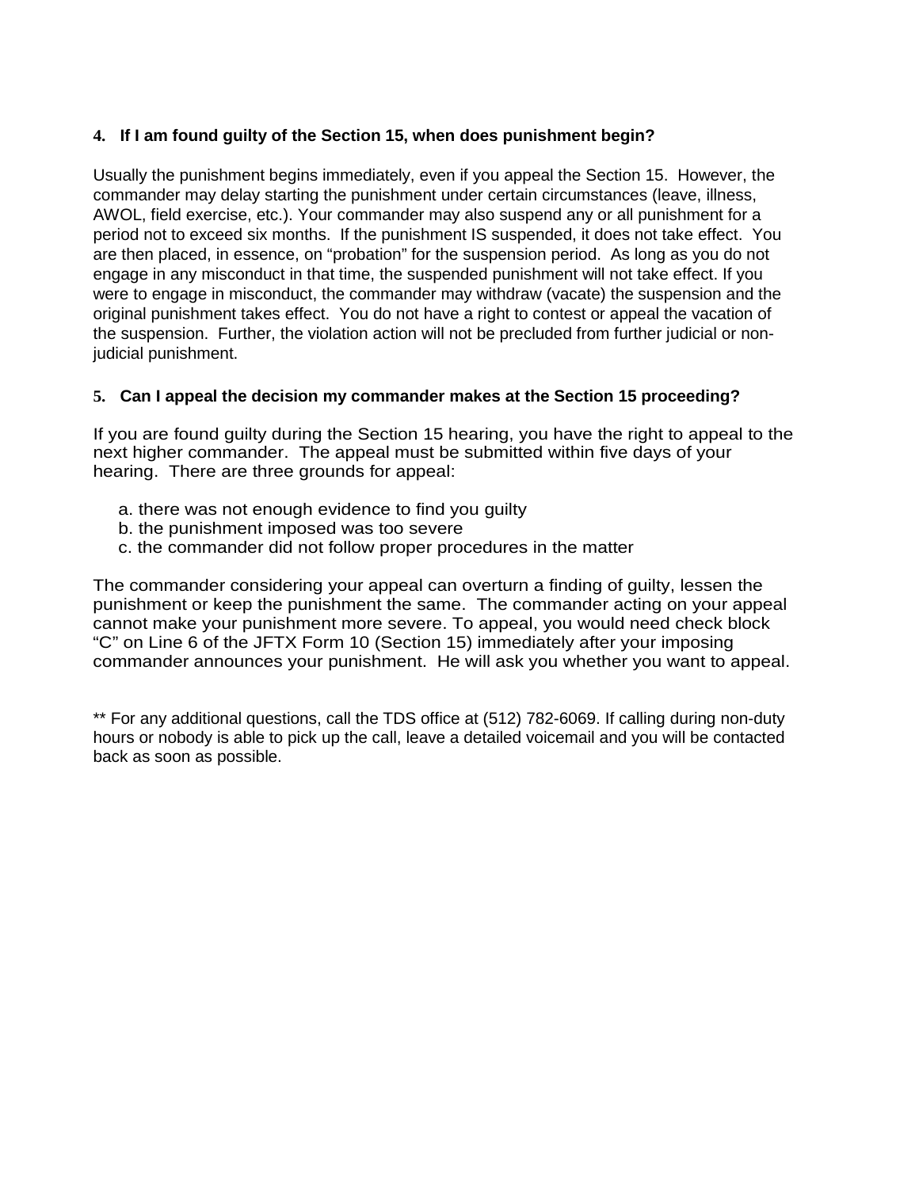**4. If I am found guilty of the Section 15, when does punishment begin?**

Usually the punishment begins immediately, even if you appeal the Section 15. However, the commander may delay starting the punishment under certain circumstances (leave, illness, AWOL, field exercise, etc.). Your commander may also suspend any or all punishment for a period not to exceed six months. If the punishment IS suspended, it does not take effect. You are then placed, in essence, on "probation" for the suspension period. As long as you do not engage in any misconduct in that time, the suspended punishment will not take effect. If you were to engage in misconduct, the commander may withdraw (vacate) the suspension and the original punishment takes effect. You do not have a right to contest or appeal the vacation of the suspension. Further, the violation action will not be precluded from further judicial or non-judicial punishment.

**5. Can I appeal the decision my commander makes at the Section 15 proceeding?**

If you are found guilty during the Section 15 hearing, you have the right to appeal to the next higher commander. The appeal must be submitted within five days of your hearing. There are three grounds for appeal:

a. there was not enough evidence to find you guilty
b. the punishment imposed was too severe
c. the commander did not follow proper procedures in the matter

The commander considering your appeal can overturn a finding of guilty, lessen the punishment or keep the punishment the same. The commander acting on your appeal cannot make your punishment more severe. To appeal, you would need check block "C" on Line 6 of the JFTX Form 10 (Section 15) immediately after your imposing commander announces your punishment. He will ask you whether you want to appeal.

** For any additional questions, call the TDS office at (512) 782-6069. If calling during non-duty hours or nobody is able to pick up the call, leave a detailed voicemail and you will be contacted back as soon as possible.